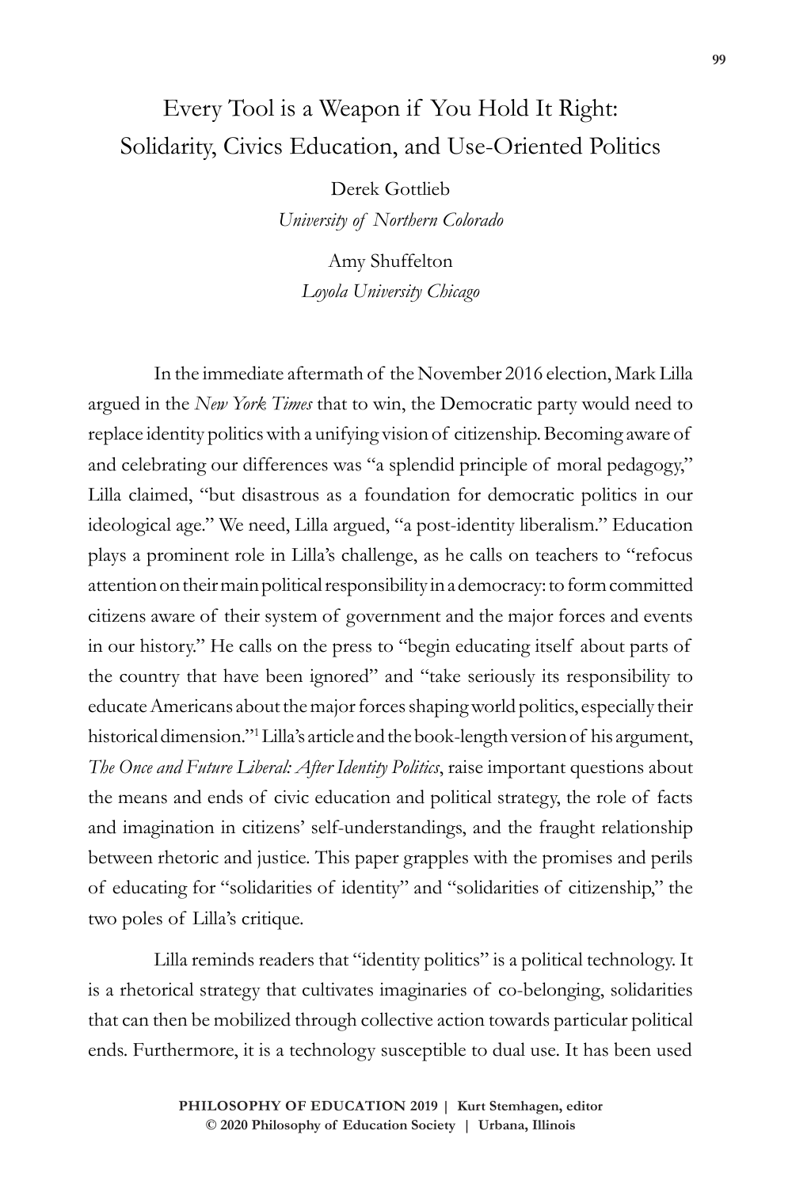# Every Tool is a Weapon if You Hold It Right: Solidarity, Civics Education, and Use-Oriented Politics

Derek Gottlieb
*University of Northern Colorado*

Amy Shuffelton
*Loyola University Chicago*

In the immediate aftermath of the November 2016 election, Mark Lilla argued in the *New York Times* that to win, the Democratic party would need to replace identity politics with a unifying vision of citizenship. Becoming aware of and celebrating our differences was "a splendid principle of moral pedagogy," Lilla claimed, "but disastrous as a foundation for democratic politics in our ideological age." We need, Lilla argued, "a post-identity liberalism." Education plays a prominent role in Lilla's challenge, as he calls on teachers to "refocus attention on their main political responsibility in a democracy: to form committed citizens aware of their system of government and the major forces and events in our history." He calls on the press to "begin educating itself about parts of the country that have been ignored" and "take seriously its responsibility to educate Americans about the major forces shaping world politics, especially their historical dimension."[1] Lilla's article and the book-length version of his argument, *The Once and Future Liberal: After Identity Politics*, raise important questions about the means and ends of civic education and political strategy, the role of facts and imagination in citizens' self-understandings, and the fraught relationship between rhetoric and justice. This paper grapples with the promises and perils of educating for "solidarities of identity" and "solidarities of citizenship," the two poles of Lilla's critique.

Lilla reminds readers that "identity politics" is a political technology. It is a rhetorical strategy that cultivates imaginaries of co-belonging, solidarities that can then be mobilized through collective action towards particular political ends. Furthermore, it is a technology susceptible to dual use. It has been used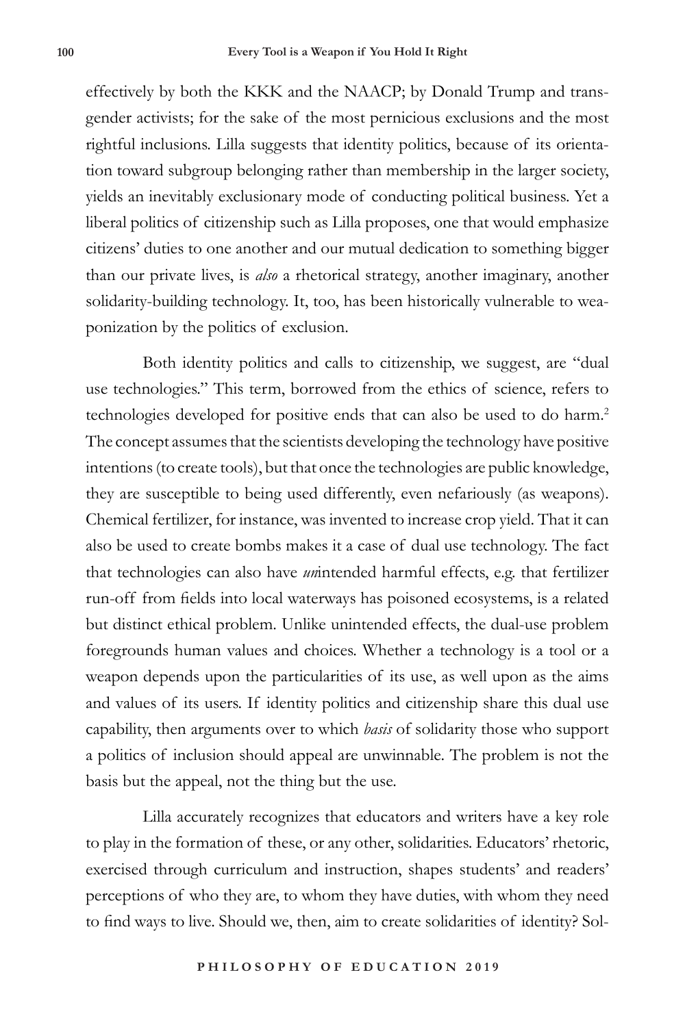effectively by both the KKK and the NAACP; by Donald Trump and transgender activists; for the sake of the most pernicious exclusions and the most rightful inclusions. Lilla suggests that identity politics, because of its orientation toward subgroup belonging rather than membership in the larger society, yields an inevitably exclusionary mode of conducting political business. Yet a liberal politics of citizenship such as Lilla proposes, one that would emphasize citizens' duties to one another and our mutual dedication to something bigger than our private lives, is *also* a rhetorical strategy, another imaginary, another solidarity-building technology. It, too, has been historically vulnerable to weaponization by the politics of exclusion.

Both identity politics and calls to citizenship, we suggest, are "dual use technologies." This term, borrowed from the ethics of science, refers to technologies developed for positive ends that can also be used to do harm.[2] The concept assumes that the scientists developing the technology have positive intentions (to create tools), but that once the technologies are public knowledge, they are susceptible to being used differently, even nefariously (as weapons). Chemical fertilizer, for instance, was invented to increase crop yield. That it can also be used to create bombs makes it a case of dual use technology. The fact that technologies can also have *un*intended harmful effects, e.g. that fertilizer run-off from fields into local waterways has poisoned ecosystems, is a related but distinct ethical problem. Unlike unintended effects, the dual-use problem foregrounds human values and choices. Whether a technology is a tool or a weapon depends upon the particularities of its use, as well upon as the aims and values of its users. If identity politics and citizenship share this dual use capability, then arguments over to which *basis* of solidarity those who support a politics of inclusion should appeal are unwinnable. The problem is not the basis but the appeal, not the thing but the use.

Lilla accurately recognizes that educators and writers have a key role to play in the formation of these, or any other, solidarities. Educators' rhetoric, exercised through curriculum and instruction, shapes students' and readers' perceptions of who they are, to whom they have duties, with whom they need to find ways to live. Should we, then, aim to create solidarities of identity? Sol-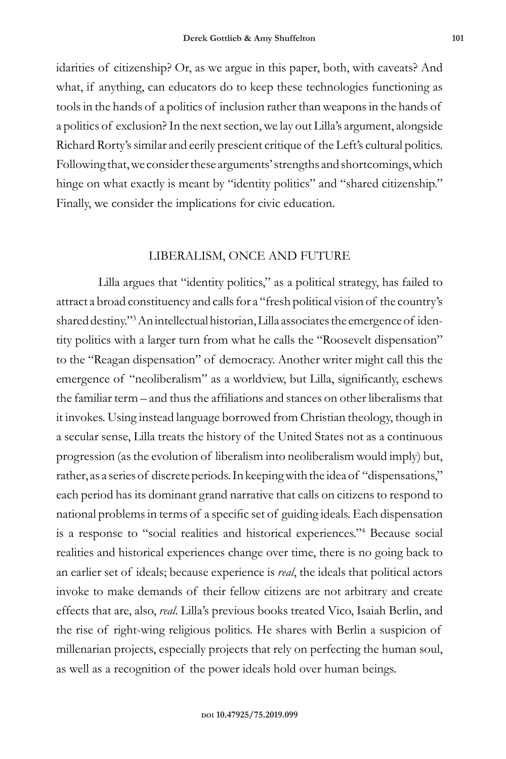idarities of citizenship? Or, as we argue in this paper, both, with caveats? And what, if anything, can educators do to keep these technologies functioning as tools in the hands of a politics of inclusion rather than weapons in the hands of a politics of exclusion? In the next section, we lay out Lilla's argument, alongside Richard Rorty's similar and eerily prescient critique of the Left's cultural politics. Following that, we consider these arguments' strengths and shortcomings, which hinge on what exactly is meant by "identity politics" and "shared citizenship." Finally, we consider the implications for civic education.

## LIBERALISM, ONCE AND FUTURE

Lilla argues that "identity politics," as a political strategy, has failed to attract a broad constituency and calls for a "fresh political vision of the country's shared destiny."[3] An intellectual historian, Lilla associates the emergence of identity politics with a larger turn from what he calls the "Roosevelt dispensation" to the "Reagan dispensation" of democracy. Another writer might call this the emergence of "neoliberalism" as a worldview, but Lilla, significantly, eschews the familiar term – and thus the affiliations and stances on other liberalisms that it invokes. Using instead language borrowed from Christian theology, though in a secular sense, Lilla treats the history of the United States not as a continuous progression (as the evolution of liberalism into neoliberalism would imply) but, rather, as a series of discrete periods. In keeping with the idea of "dispensations," each period has its dominant grand narrative that calls on citizens to respond to national problems in terms of a specific set of guiding ideals. Each dispensation is a response to "social realities and historical experiences."[4] Because social realities and historical experiences change over time, there is no going back to an earlier set of ideals; because experience is *real*, the ideals that political actors invoke to make demands of their fellow citizens are not arbitrary and create effects that are, also, *real*. Lilla's previous books treated Vico, Isaiah Berlin, and the rise of right-wing religious politics. He shares with Berlin a suspicion of millenarian projects, especially projects that rely on perfecting the human soul, as well as a recognition of the power ideals hold over human beings.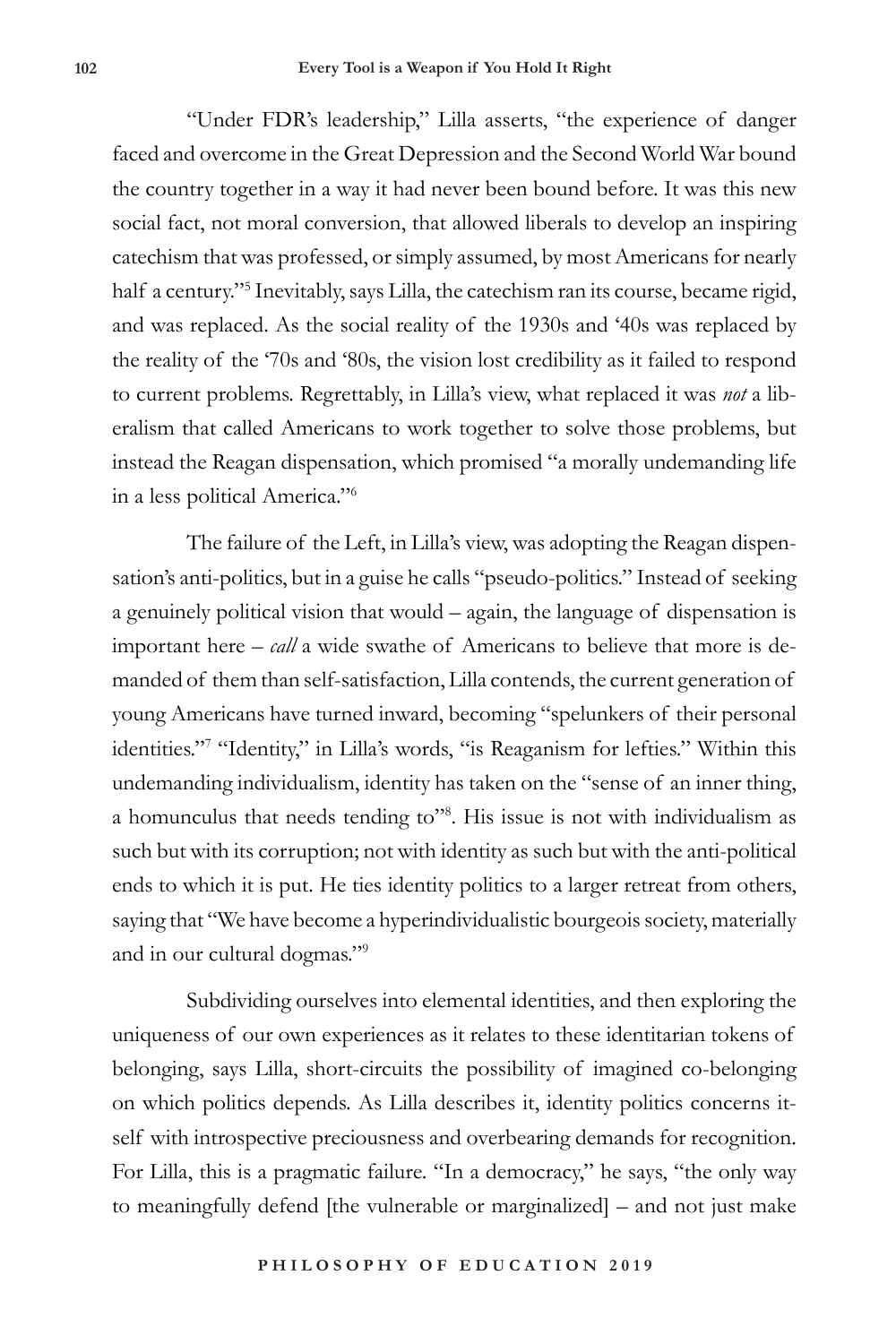"Under FDR's leadership," Lilla asserts, "the experience of danger faced and overcome in the Great Depression and the Second World War bound the country together in a way it had never been bound before. It was this new social fact, not moral conversion, that allowed liberals to develop an inspiring catechism that was professed, or simply assumed, by most Americans for nearly half a century."[5] Inevitably, says Lilla, the catechism ran its course, became rigid, and was replaced. As the social reality of the 1930s and '40s was replaced by the reality of the '70s and '80s, the vision lost credibility as it failed to respond to current problems. Regrettably, in Lilla's view, what replaced it was *not* a liberalism that called Americans to work together to solve those problems, but instead the Reagan dispensation, which promised "a morally undemanding life in a less political America."[6]

The failure of the Left, in Lilla's view, was adopting the Reagan dispensation's anti-politics, but in a guise he calls "pseudo-politics." Instead of seeking a genuinely political vision that would – again, the language of dispensation is important here – *call* a wide swathe of Americans to believe that more is demanded of them than self-satisfaction, Lilla contends, the current generation of young Americans have turned inward, becoming "spelunkers of their personal identities."[7] "Identity," in Lilla's words, "is Reaganism for lefties." Within this undemanding individualism, identity has taken on the "sense of an inner thing, a homunculus that needs tending to"[8]. His issue is not with individualism as such but with its corruption; not with identity as such but with the anti-political ends to which it is put. He ties identity politics to a larger retreat from others, saying that "We have become a hyperindividualistic bourgeois society, materially and in our cultural dogmas."[9]

Subdividing ourselves into elemental identities, and then exploring the uniqueness of our own experiences as it relates to these identitarian tokens of belonging, says Lilla, short-circuits the possibility of imagined co-belonging on which politics depends. As Lilla describes it, identity politics concerns itself with introspective preciousness and overbearing demands for recognition. For Lilla, this is a pragmatic failure. "In a democracy," he says, "the only way to meaningfully defend [the vulnerable or marginalized] – and not just make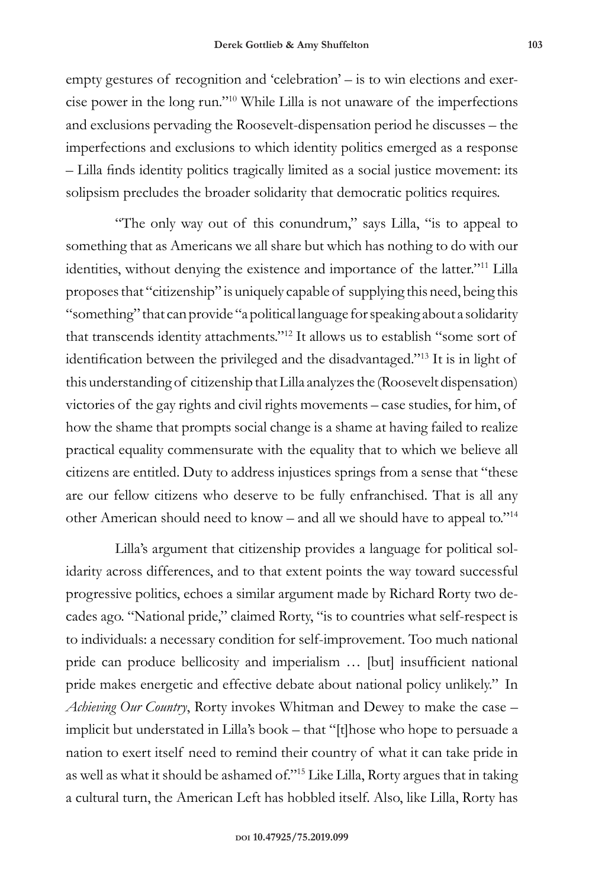empty gestures of recognition and 'celebration' – is to win elections and exercise power in the long run."[10] While Lilla is not unaware of the imperfections and exclusions pervading the Roosevelt-dispensation period he discusses – the imperfections and exclusions to which identity politics emerged as a response – Lilla finds identity politics tragically limited as a social justice movement: its solipsism precludes the broader solidarity that democratic politics requires.

"The only way out of this conundrum," says Lilla, "is to appeal to something that as Americans we all share but which has nothing to do with our identities, without denying the existence and importance of the latter."[11] Lilla proposes that "citizenship" is uniquely capable of supplying this need, being this "something" that can provide "a political language for speaking about a solidarity that transcends identity attachments."[12] It allows us to establish "some sort of identification between the privileged and the disadvantaged."[13] It is in light of this understanding of citizenship that Lilla analyzes the (Roosevelt dispensation) victories of the gay rights and civil rights movements – case studies, for him, of how the shame that prompts social change is a shame at having failed to realize practical equality commensurate with the equality that to which we believe all citizens are entitled. Duty to address injustices springs from a sense that "these are our fellow citizens who deserve to be fully enfranchised. That is all any other American should need to know – and all we should have to appeal to."[14]

Lilla's argument that citizenship provides a language for political solidarity across differences, and to that extent points the way toward successful progressive politics, echoes a similar argument made by Richard Rorty two decades ago. "National pride," claimed Rorty, "is to countries what self-respect is to individuals: a necessary condition for self-improvement. Too much national pride can produce bellicosity and imperialism … [but] insufficient national pride makes energetic and effective debate about national policy unlikely." In *Achieving Our Country*, Rorty invokes Whitman and Dewey to make the case – implicit but understated in Lilla's book – that "[t]hose who hope to persuade a nation to exert itself need to remind their country of what it can take pride in as well as what it should be ashamed of."[15] Like Lilla, Rorty argues that in taking a cultural turn, the American Left has hobbled itself. Also, like Lilla, Rorty has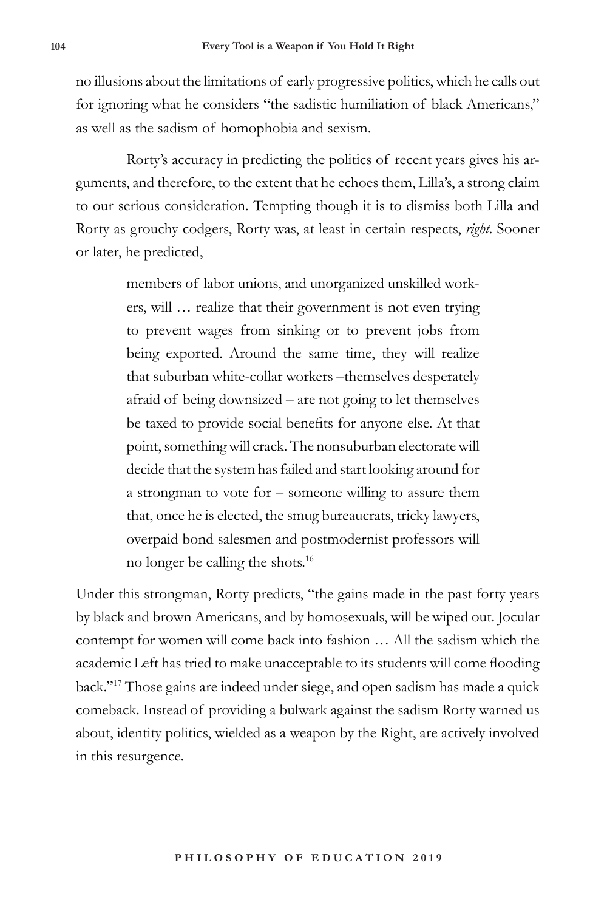no illusions about the limitations of early progressive politics, which he calls out for ignoring what he considers "the sadistic humiliation of black Americans," as well as the sadism of homophobia and sexism.

Rorty's accuracy in predicting the politics of recent years gives his arguments, and therefore, to the extent that he echoes them, Lilla's, a strong claim to our serious consideration. Tempting though it is to dismiss both Lilla and Rorty as grouchy codgers, Rorty was, at least in certain respects, *right*. Sooner or later, he predicted,

> members of labor unions, and unorganized unskilled workers, will … realize that their government is not even trying to prevent wages from sinking or to prevent jobs from being exported. Around the same time, they will realize that suburban white-collar workers –themselves desperately afraid of being downsized – are not going to let themselves be taxed to provide social benefits for anyone else. At that point, something will crack. The nonsuburban electorate will decide that the system has failed and start looking around for a strongman to vote for – someone willing to assure them that, once he is elected, the smug bureaucrats, tricky lawyers, overpaid bond salesmen and postmodernist professors will no longer be calling the shots.[16]

Under this strongman, Rorty predicts, "the gains made in the past forty years by black and brown Americans, and by homosexuals, will be wiped out. Jocular contempt for women will come back into fashion … All the sadism which the academic Left has tried to make unacceptable to its students will come flooding back."[17] Those gains are indeed under siege, and open sadism has made a quick comeback. Instead of providing a bulwark against the sadism Rorty warned us about, identity politics, wielded as a weapon by the Right, are actively involved in this resurgence.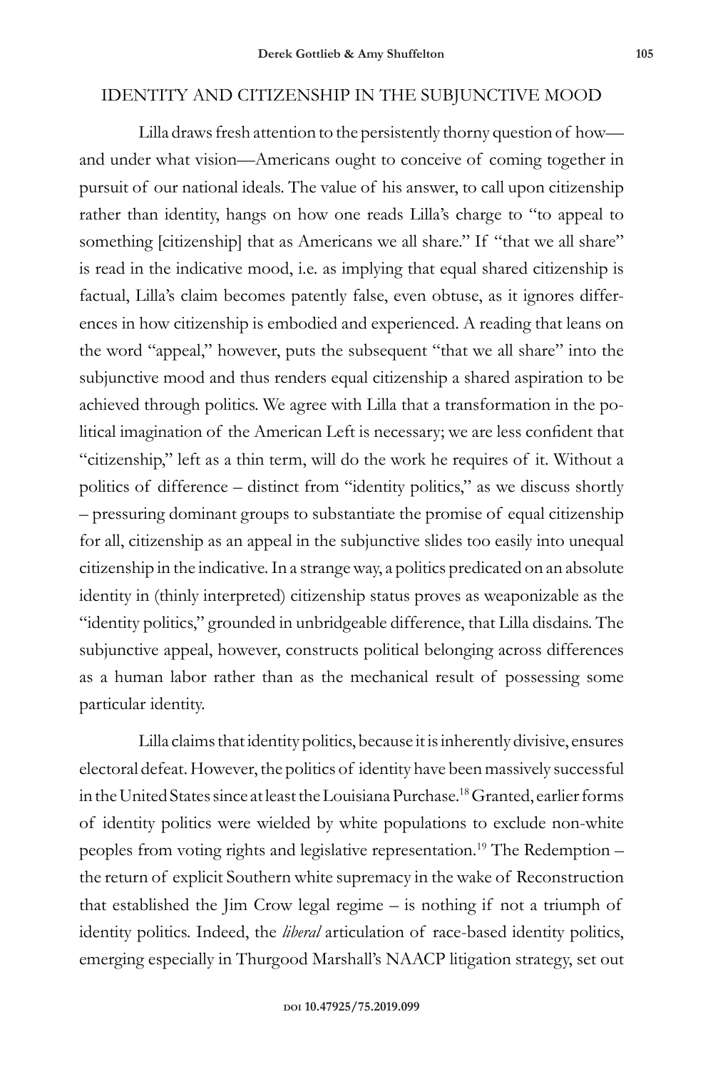## IDENTITY AND CITIZENSHIP IN THE SUBJUNCTIVE MOOD

Lilla draws fresh attention to the persistently thorny question of how—and under what vision—Americans ought to conceive of coming together in pursuit of our national ideals. The value of his answer, to call upon citizenship rather than identity, hangs on how one reads Lilla's charge to "to appeal to something [citizenship] that as Americans we all share." If "that we all share" is read in the indicative mood, i.e. as implying that equal shared citizenship is factual, Lilla's claim becomes patently false, even obtuse, as it ignores differences in how citizenship is embodied and experienced. A reading that leans on the word "appeal," however, puts the subsequent "that we all share" into the subjunctive mood and thus renders equal citizenship a shared aspiration to be achieved through politics. We agree with Lilla that a transformation in the political imagination of the American Left is necessary; we are less confident that "citizenship," left as a thin term, will do the work he requires of it. Without a politics of difference – distinct from "identity politics," as we discuss shortly – pressuring dominant groups to substantiate the promise of equal citizenship for all, citizenship as an appeal in the subjunctive slides too easily into unequal citizenship in the indicative. In a strange way, a politics predicated on an absolute identity in (thinly interpreted) citizenship status proves as weaponizable as the "identity politics," grounded in unbridgeable difference, that Lilla disdains. The subjunctive appeal, however, constructs political belonging across differences as a human labor rather than as the mechanical result of possessing some particular identity.

Lilla claims that identity politics, because it is inherently divisive, ensures electoral defeat. However, the politics of identity have been massively successful in the United States since at least the Louisiana Purchase.[18] Granted, earlier forms of identity politics were wielded by white populations to exclude non-white peoples from voting rights and legislative representation.[19] The Redemption – the return of explicit Southern white supremacy in the wake of Reconstruction that established the Jim Crow legal regime – is nothing if not a triumph of identity politics. Indeed, the *liberal* articulation of race-based identity politics, emerging especially in Thurgood Marshall's NAACP litigation strategy, set out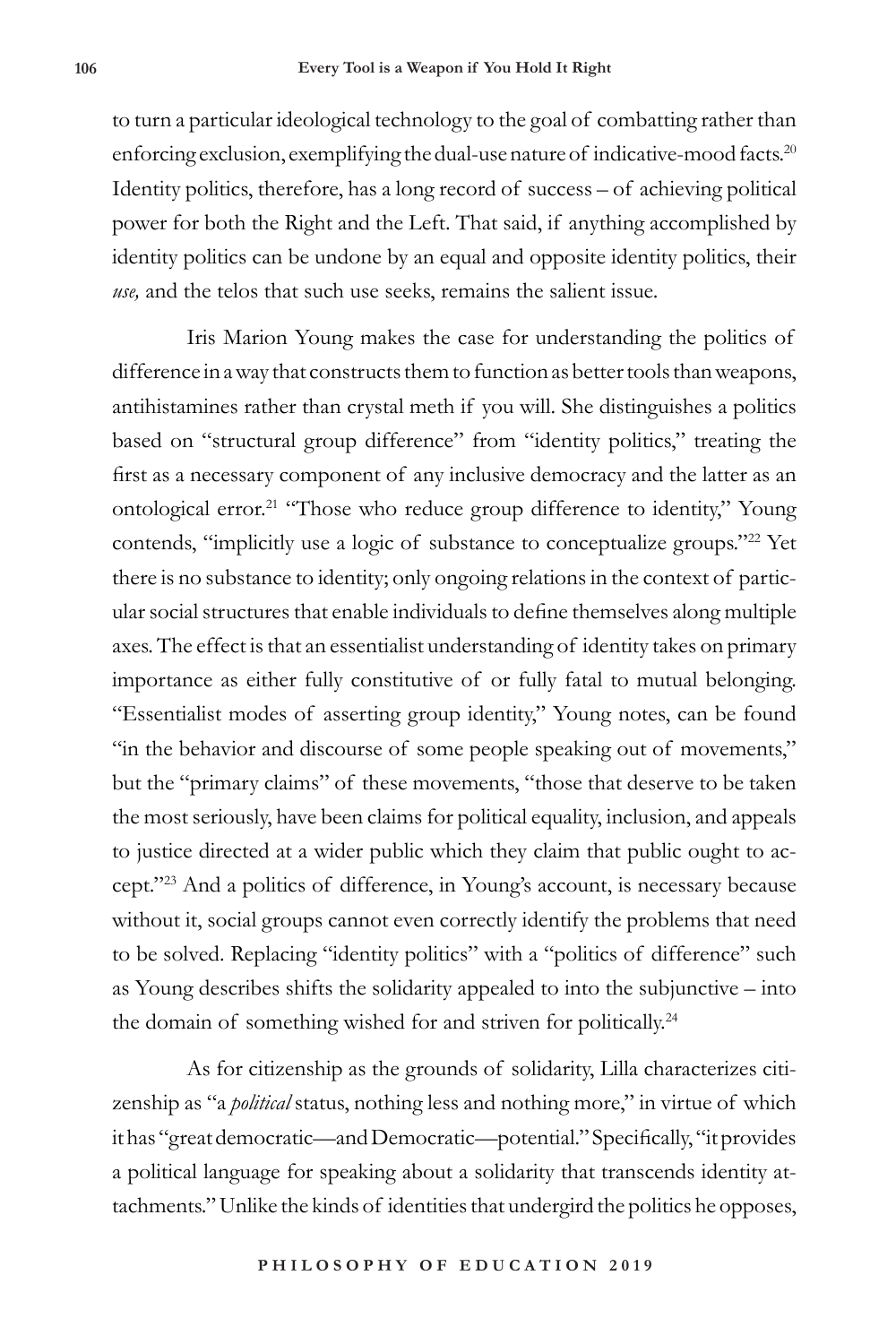to turn a particular ideological technology to the goal of combatting rather than enforcing exclusion, exemplifying the dual-use nature of indicative-mood facts.[20] Identity politics, therefore, has a long record of success – of achieving political power for both the Right and the Left. That said, if anything accomplished by identity politics can be undone by an equal and opposite identity politics, their *use,* and the telos that such use seeks, remains the salient issue.

Iris Marion Young makes the case for understanding the politics of difference in a way that constructs them to function as better tools than weapons, antihistamines rather than crystal meth if you will. She distinguishes a politics based on "structural group difference" from "identity politics," treating the first as a necessary component of any inclusive democracy and the latter as an ontological error.[21] "Those who reduce group difference to identity," Young contends, "implicitly use a logic of substance to conceptualize groups."[22] Yet there is no substance to identity; only ongoing relations in the context of particular social structures that enable individuals to define themselves along multiple axes. The effect is that an essentialist understanding of identity takes on primary importance as either fully constitutive of or fully fatal to mutual belonging. "Essentialist modes of asserting group identity," Young notes, can be found "in the behavior and discourse of some people speaking out of movements," but the "primary claims" of these movements, "those that deserve to be taken the most seriously, have been claims for political equality, inclusion, and appeals to justice directed at a wider public which they claim that public ought to accept."[23] And a politics of difference, in Young's account, is necessary because without it, social groups cannot even correctly identify the problems that need to be solved. Replacing "identity politics" with a "politics of difference" such as Young describes shifts the solidarity appealed to into the subjunctive – into the domain of something wished for and striven for politically.[24]

As for citizenship as the grounds of solidarity, Lilla characterizes citizenship as "a *political* status, nothing less and nothing more," in virtue of which it has "great democratic—and Democratic—potential." Specifically, "it provides a political language for speaking about a solidarity that transcends identity attachments." Unlike the kinds of identities that undergird the politics he opposes,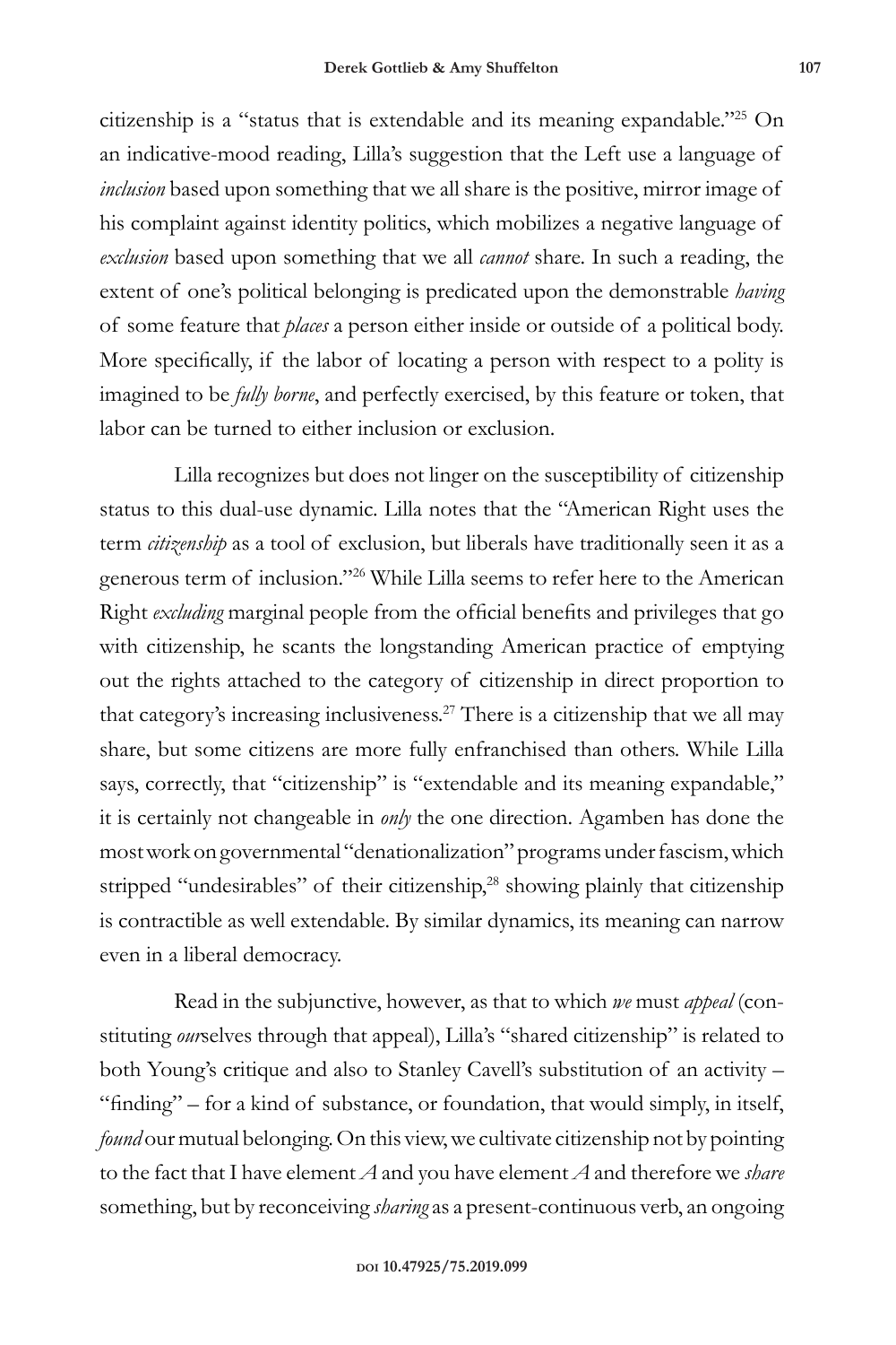citizenship is a "status that is extendable and its meaning expandable."[25] On an indicative-mood reading, Lilla's suggestion that the Left use a language of *inclusion* based upon something that we all share is the positive, mirror image of his complaint against identity politics, which mobilizes a negative language of *exclusion* based upon something that we all *cannot* share. In such a reading, the extent of one's political belonging is predicated upon the demonstrable *having* of some feature that *places* a person either inside or outside of a political body. More specifically, if the labor of locating a person with respect to a polity is imagined to be *fully borne*, and perfectly exercised, by this feature or token, that labor can be turned to either inclusion or exclusion.

Lilla recognizes but does not linger on the susceptibility of citizenship status to this dual-use dynamic. Lilla notes that the "American Right uses the term *citizenship* as a tool of exclusion, but liberals have traditionally seen it as a generous term of inclusion."[26] While Lilla seems to refer here to the American Right *excluding* marginal people from the official benefits and privileges that go with citizenship, he scants the longstanding American practice of emptying out the rights attached to the category of citizenship in direct proportion to that category's increasing inclusiveness.[27] There is a citizenship that we all may share, but some citizens are more fully enfranchised than others. While Lilla says, correctly, that "citizenship" is "extendable and its meaning expandable," it is certainly not changeable in *only* the one direction. Agamben has done the most work on governmental "denationalization" programs under fascism, which stripped "undesirables" of their citizenship,[28] showing plainly that citizenship is contractible as well extendable. By similar dynamics, its meaning can narrow even in a liberal democracy.

Read in the subjunctive, however, as that to which *we* must *appeal* (constituting *our*selves through that appeal), Lilla's "shared citizenship" is related to both Young's critique and also to Stanley Cavell's substitution of an activity – "finding" – for a kind of substance, or foundation, that would simply, in itself, *found* our mutual belonging. On this view, we cultivate citizenship not by pointing to the fact that I have element *A* and you have element *A* and therefore we *share* something, but by reconceiving *sharing* as a present-continuous verb, an ongoing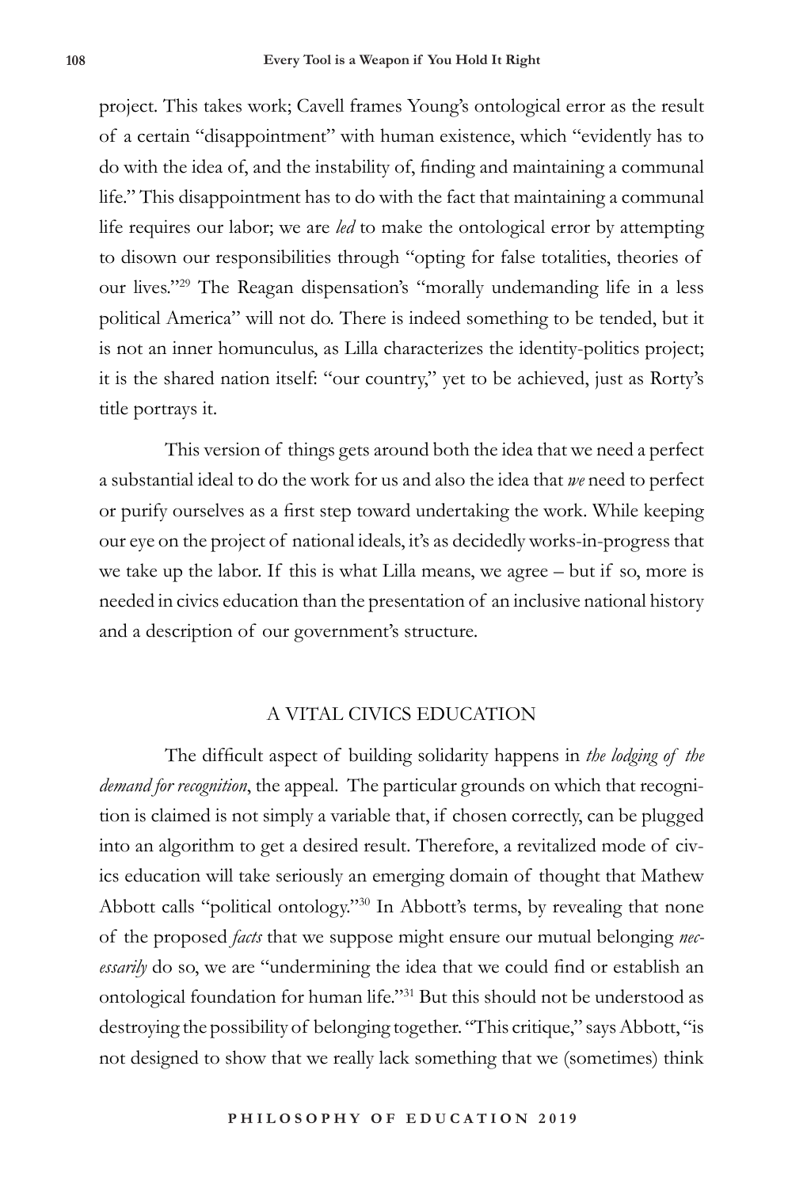project. This takes work; Cavell frames Young's ontological error as the result of a certain "disappointment" with human existence, which "evidently has to do with the idea of, and the instability of, finding and maintaining a communal life." This disappointment has to do with the fact that maintaining a communal life requires our labor; we are *led* to make the ontological error by attempting to disown our responsibilities through "opting for false totalities, theories of our lives."[29] The Reagan dispensation's "morally undemanding life in a less political America" will not do. There is indeed something to be tended, but it is not an inner homunculus, as Lilla characterizes the identity-politics project; it is the shared nation itself: "our country," yet to be achieved, just as Rorty's title portrays it.

This version of things gets around both the idea that we need a perfect a substantial ideal to do the work for us and also the idea that *we* need to perfect or purify ourselves as a first step toward undertaking the work. While keeping our eye on the project of national ideals, it's as decidedly works-in-progress that we take up the labor. If this is what Lilla means, we agree – but if so, more is needed in civics education than the presentation of an inclusive national history and a description of our government's structure.

## A VITAL CIVICS EDUCATION

The difficult aspect of building solidarity happens in *the lodging of the demand for recognition*, the appeal. The particular grounds on which that recognition is claimed is not simply a variable that, if chosen correctly, can be plugged into an algorithm to get a desired result. Therefore, a revitalized mode of civics education will take seriously an emerging domain of thought that Mathew Abbott calls "political ontology."[30] In Abbott's terms, by revealing that none of the proposed *facts* that we suppose might ensure our mutual belonging *necessarily* do so, we are "undermining the idea that we could find or establish an ontological foundation for human life."[31] But this should not be understood as destroying the possibility of belonging together. "This critique," says Abbott, "is not designed to show that we really lack something that we (sometimes) think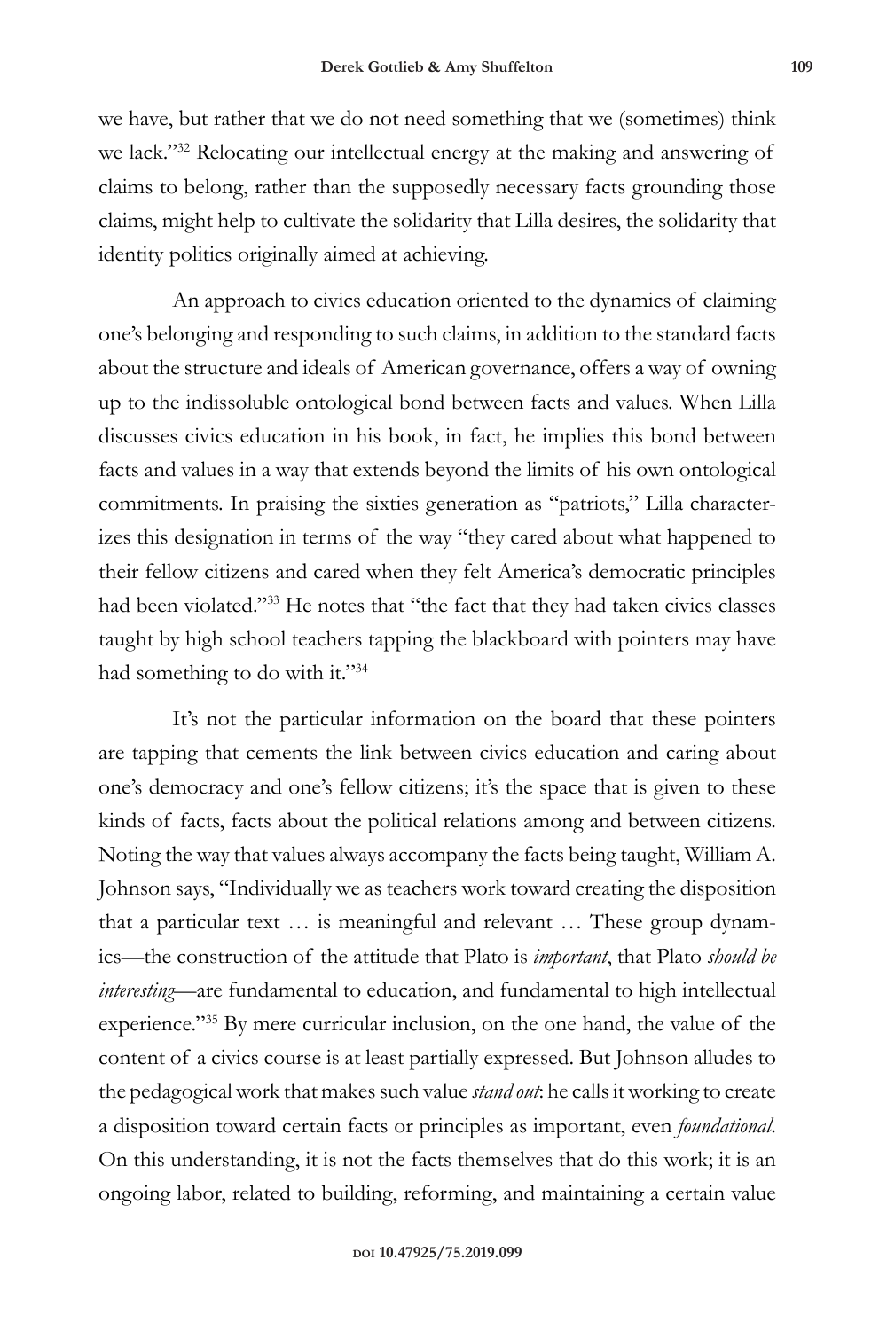we have, but rather that we do not need something that we (sometimes) think we lack."[32] Relocating our intellectual energy at the making and answering of claims to belong, rather than the supposedly necessary facts grounding those claims, might help to cultivate the solidarity that Lilla desires, the solidarity that identity politics originally aimed at achieving.

An approach to civics education oriented to the dynamics of claiming one's belonging and responding to such claims, in addition to the standard facts about the structure and ideals of American governance, offers a way of owning up to the indissoluble ontological bond between facts and values. When Lilla discusses civics education in his book, in fact, he implies this bond between facts and values in a way that extends beyond the limits of his own ontological commitments. In praising the sixties generation as "patriots," Lilla characterizes this designation in terms of the way "they cared about what happened to their fellow citizens and cared when they felt America's democratic principles had been violated."[33] He notes that "the fact that they had taken civics classes taught by high school teachers tapping the blackboard with pointers may have had something to do with it."[34]

It's not the particular information on the board that these pointers are tapping that cements the link between civics education and caring about one's democracy and one's fellow citizens; it's the space that is given to these kinds of facts, facts about the political relations among and between citizens. Noting the way that values always accompany the facts being taught, William A. Johnson says, "Individually we as teachers work toward creating the disposition that a particular text … is meaningful and relevant … These group dynamics—the construction of the attitude that Plato is *important*, that Plato *should be interesting*—are fundamental to education, and fundamental to high intellectual experience."[35] By mere curricular inclusion, on the one hand, the value of the content of a civics course is at least partially expressed. But Johnson alludes to the pedagogical work that makes such value *stand out*: he calls it working to create a disposition toward certain facts or principles as important, even *foundational*. On this understanding, it is not the facts themselves that do this work; it is an ongoing labor, related to building, reforming, and maintaining a certain value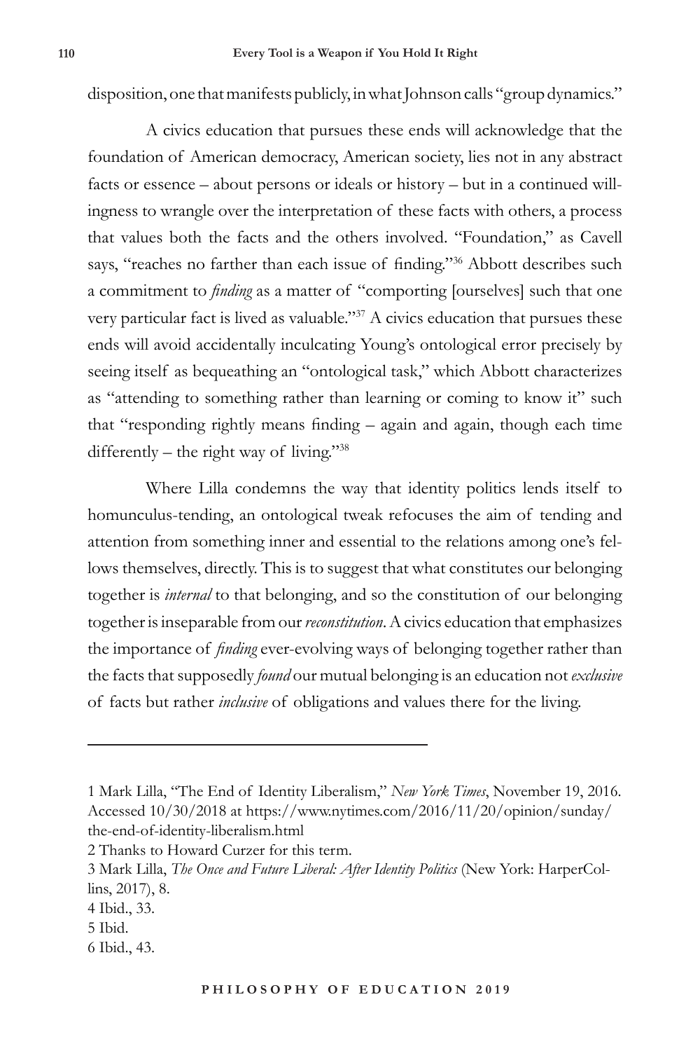disposition, one that manifests publicly, in what Johnson calls "group dynamics."

A civics education that pursues these ends will acknowledge that the foundation of American democracy, American society, lies not in any abstract facts or essence – about persons or ideals or history – but in a continued willingness to wrangle over the interpretation of these facts with others, a process that values both the facts and the others involved. "Foundation," as Cavell says, "reaches no farther than each issue of finding."[36] Abbott describes such a commitment to *finding* as a matter of "comporting [ourselves] such that one very particular fact is lived as valuable."[37] A civics education that pursues these ends will avoid accidentally inculcating Young's ontological error precisely by seeing itself as bequeathing an "ontological task," which Abbott characterizes as "attending to something rather than learning or coming to know it" such that "responding rightly means finding – again and again, though each time differently – the right way of living."[38]

Where Lilla condemns the way that identity politics lends itself to homunculus-tending, an ontological tweak refocuses the aim of tending and attention from something inner and essential to the relations among one's fellows themselves, directly. This is to suggest that what constitutes our belonging together is *internal* to that belonging, and so the constitution of our belonging together is inseparable from our *reconstitution*. A civics education that emphasizes the importance of *finding* ever-evolving ways of belonging together rather than the facts that supposedly *found* our mutual belonging is an education not *exclusive* of facts but rather *inclusive* of obligations and values there for the living.

---

1 Mark Lilla, "The End of Identity Liberalism," *New York Times*, November 19, 2016. Accessed 10/30/2018 at https://www.nytimes.com/2016/11/20/opinion/sunday/the-end-of-identity-liberalism.html

2 Thanks to Howard Curzer for this term.

3 Mark Lilla, *The Once and Future Liberal: After Identity Politics* (New York: HarperCollins, 2017), 8.

4 Ibid., 33.

5 Ibid.

6 Ibid., 43.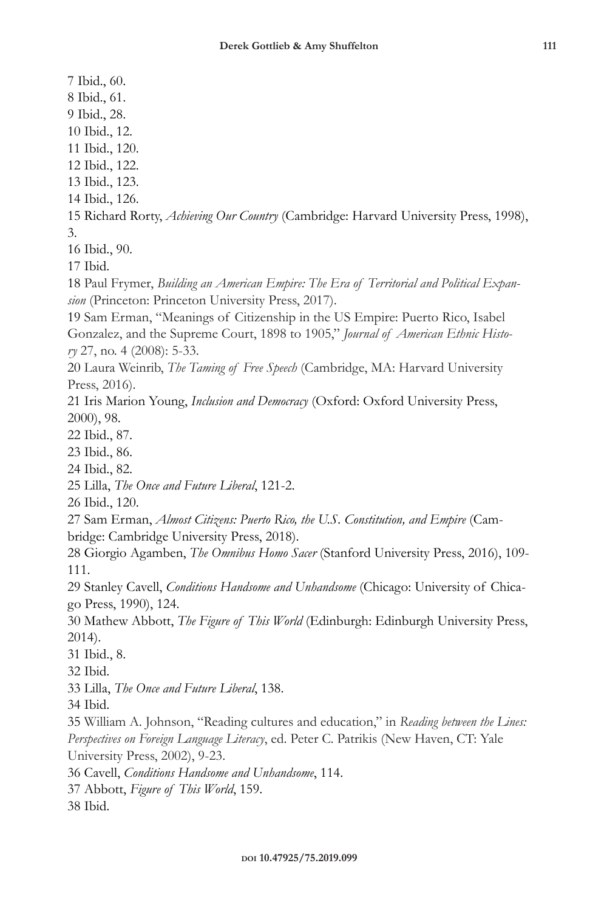7 Ibid., 60.

8 Ibid., 61.

9 Ibid., 28.

10 Ibid., 12.

11 Ibid., 120.

12 Ibid., 122.

13 Ibid., 123.

14 Ibid., 126.

15 Richard Rorty, *Achieving Our Country* (Cambridge: Harvard University Press, 1998), 3.

16 Ibid., 90.

17 Ibid.

18 Paul Frymer, *Building an American Empire: The Era of Territorial and Political Expansion* (Princeton: Princeton University Press, 2017).

19 Sam Erman, "Meanings of Citizenship in the US Empire: Puerto Rico, Isabel Gonzalez, and the Supreme Court, 1898 to 1905," *Journal of American Ethnic History* 27, no. 4 (2008): 5-33.

20 Laura Weinrib, *The Taming of Free Speech* (Cambridge, MA: Harvard University Press, 2016).

21 Iris Marion Young, *Inclusion and Democracy* (Oxford: Oxford University Press, 2000), 98.

22 Ibid., 87.

23 Ibid., 86.

24 Ibid., 82.

25 Lilla, *The Once and Future Liberal*, 121-2.

26 Ibid., 120.

27 Sam Erman, *Almost Citizens: Puerto Rico, the U.S. Constitution, and Empire* (Cambridge: Cambridge University Press, 2018).

28 Giorgio Agamben, *The Omnibus Homo Sacer* (Stanford University Press, 2016), 109-111.

29 Stanley Cavell, *Conditions Handsome and Unhandsome* (Chicago: University of Chicago Press, 1990), 124.

30 Mathew Abbott, *The Figure of This World* (Edinburgh: Edinburgh University Press, 2014).

31 Ibid., 8.

32 Ibid.

33 Lilla, *The Once and Future Liberal*, 138.

34 Ibid.

35 William A. Johnson, "Reading cultures and education," in *Reading between the Lines: Perspectives on Foreign Language Literacy*, ed. Peter C. Patrikis (New Haven, CT: Yale University Press, 2002), 9-23.

36 Cavell, *Conditions Handsome and Unhandsome*, 114.

37 Abbott, *Figure of This World*, 159.

38 Ibid.